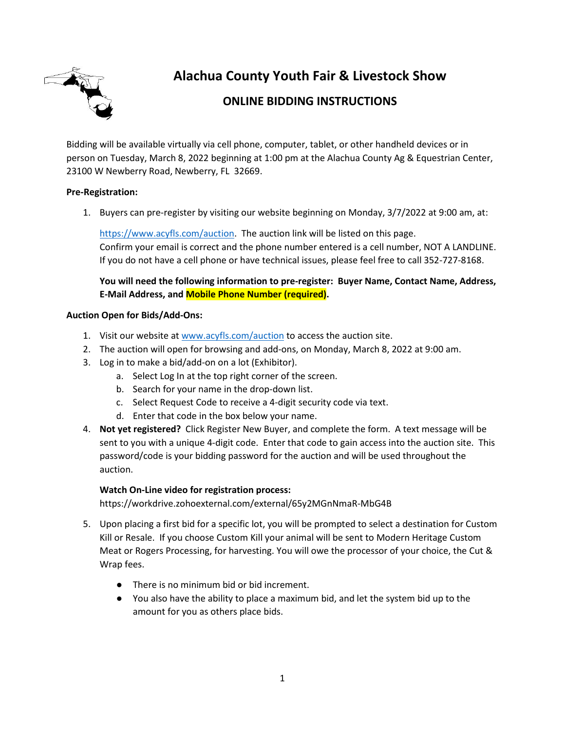# Alachua County Youth Fair & Livestock Show

## ONLINE BIDDING INSTRUCTIONS

Bidding will be available virtually via cell phone, computer, tablet, or other handheld devices or in person on Tuesday, March 8, 2022 beginning at 1:00 pm at the Alachua County Ag & Equestrian Center, 23100 W Newberry Road, Newberry, FL 32669.

**Pre-Registration:**

1. Buyers can pre-register by visiting our website beginning on Monday, 3/7/2022 at 9:00 am, at:

   https://www.acyfls.com/auction. The auction link will be listed on this page.
   Confirm your email is correct and the phone number entered is a cell number, NOT A LANDLINE. If you do not have a cell phone or have technical issues, please feel free to call 352-727-8168.

   **You will need the following information to pre-register: Buyer Name, Contact Name, Address, E-Mail Address, and Mobile Phone Number (required).**

**Auction Open for Bids/Add-Ons:**

1. Visit our website at www.acyfls.com/auction to access the auction site.
2. The auction will open for browsing and add-ons, on Monday, March 8, 2022 at 9:00 am.
3. Log in to make a bid/add-on on a lot (Exhibitor).
   a. Select Log In at the top right corner of the screen.
   b. Search for your name in the drop-down list.
   c. Select Request Code to receive a 4-digit security code via text.
   d. Enter that code in the box below your name.
4. **Not yet registered?** Click Register New Buyer, and complete the form. A text message will be sent to you with a unique 4-digit code. Enter that code to gain access into the auction site. This password/code is your bidding password for the auction and will be used throughout the auction.

   **Watch On-Line video for registration process:**
   https://workdrive.zohoexternal.com/external/65y2MGnNmaR-MbG4B

5. Upon placing a first bid for a specific lot, you will be prompted to select a destination for Custom Kill or Resale. If you choose Custom Kill your animal will be sent to Modern Heritage Custom Meat or Rogers Processing, for harvesting. You will owe the processor of your choice, the Cut & Wrap fees.

   - There is no minimum bid or bid increment.
   - You also have the ability to place a maximum bid, and let the system bid up to the amount for you as others place bids.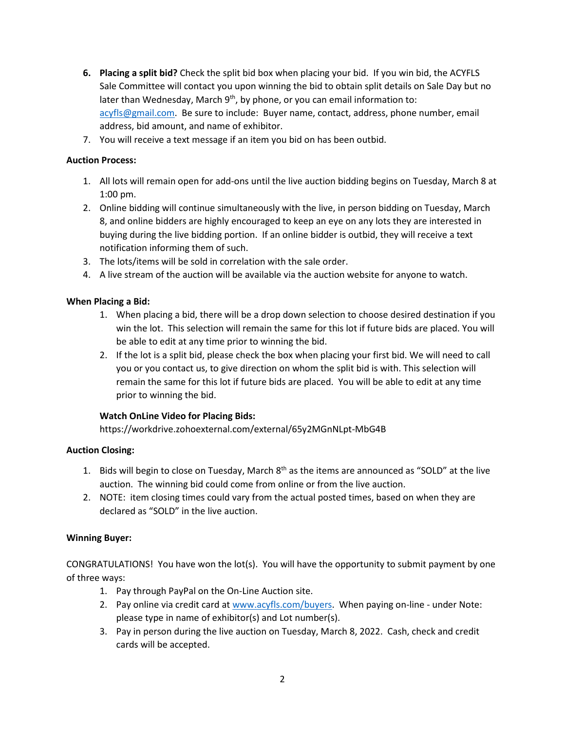6. **Placing a split bid?** Check the split bid box when placing your bid. If you win bid, the ACYFLS Sale Committee will contact you upon winning the bid to obtain split details on Sale Day but no later than Wednesday, March 9th, by phone, or you can email information to: acyfls@gmail.com. Be sure to include: Buyer name, contact, address, phone number, email address, bid amount, and name of exhibitor.
7. You will receive a text message if an item you bid on has been outbid.

**Auction Process:**

1. All lots will remain open for add-ons until the live auction bidding begins on Tuesday, March 8 at 1:00 pm.
2. Online bidding will continue simultaneously with the live, in person bidding on Tuesday, March 8, and online bidders are highly encouraged to keep an eye on any lots they are interested in buying during the live bidding portion. If an online bidder is outbid, they will receive a text notification informing them of such.
3. The lots/items will be sold in correlation with the sale order.
4. A live stream of the auction will be available via the auction website for anyone to watch.

**When Placing a Bid:**

1. When placing a bid, there will be a drop down selection to choose desired destination if you win the lot. This selection will remain the same for this lot if future bids are placed. You will be able to edit at any time prior to winning the bid.
2. If the lot is a split bid, please check the box when placing your first bid. We will need to call you or you contact us, to give direction on whom the split bid is with. This selection will remain the same for this lot if future bids are placed. You will be able to edit at any time prior to winning the bid.

**Watch OnLine Video for Placing Bids:**
https://workdrive.zohoexternal.com/external/65y2MGnNLpt-MbG4B

**Auction Closing:**

1. Bids will begin to close on Tuesday, March 8th as the items are announced as "SOLD" at the live auction. The winning bid could come from online or from the live auction.
2. NOTE: item closing times could vary from the actual posted times, based on when they are declared as "SOLD" in the live auction.

**Winning Buyer:**

CONGRATULATIONS! You have won the lot(s). You will have the opportunity to submit payment by one of three ways:

1. Pay through PayPal on the On-Line Auction site.
2. Pay online via credit card at www.acyfls.com/buyers. When paying on-line - under Note: please type in name of exhibitor(s) and Lot number(s).
3. Pay in person during the live auction on Tuesday, March 8, 2022. Cash, check and credit cards will be accepted.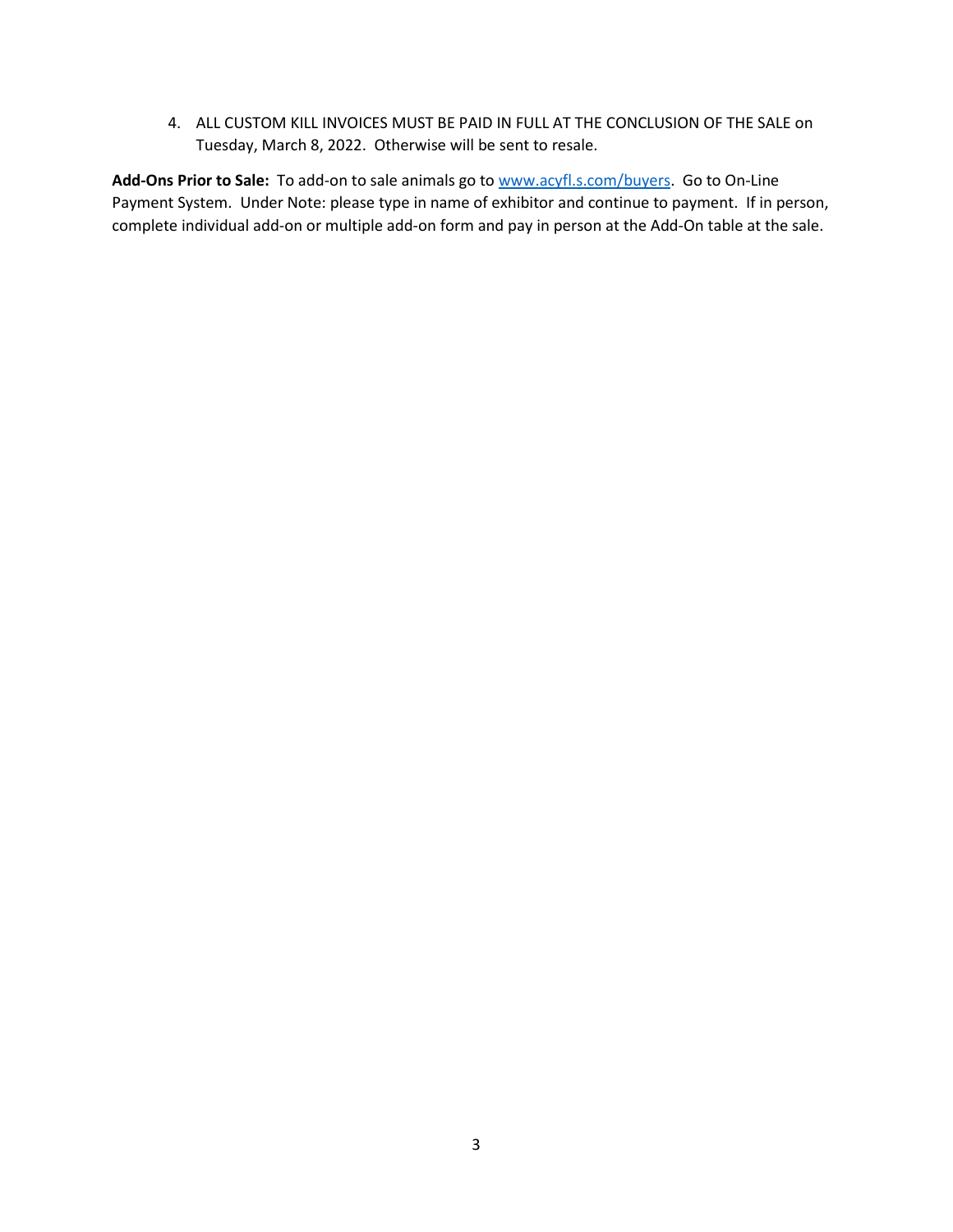4. ALL CUSTOM KILL INVOICES MUST BE PAID IN FULL AT THE CONCLUSION OF THE SALE on Tuesday, March 8, 2022. Otherwise will be sent to resale.

**Add-Ons Prior to Sale:** To add-on to sale animals go to www.acyfl.s.com/buyers. Go to On-Line Payment System. Under Note: please type in name of exhibitor and continue to payment. If in person, complete individual add-on or multiple add-on form and pay in person at the Add-On table at the sale.